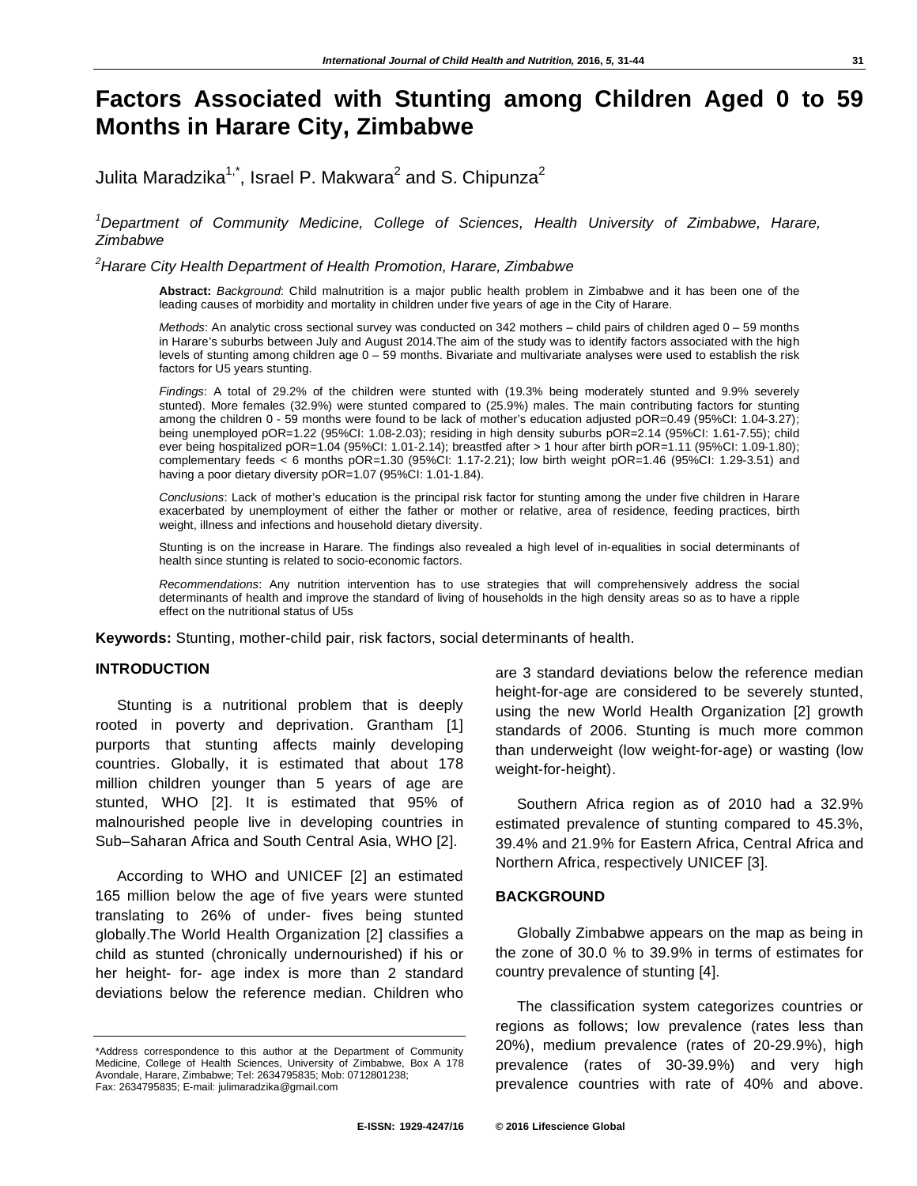# Factors Associated with Stunting among Children Aged 0 to 59 Months in Harare City, Zimbabwe

Julita Maradzika[1,*], Israel P. Makwara[2] and S. Chipunza[2]

*[1]Department of Community Medicine, College of Sciences, Health University of Zimbabwe, Harare, Zimbabwe*

*[2]Harare City Health Department of Health Promotion, Harare, Zimbabwe*

**Abstract:** *Background*: Child malnutrition is a major public health problem in Zimbabwe and it has been one of the leading causes of morbidity and mortality in children under five years of age in the City of Harare.

*Methods*: An analytic cross sectional survey was conducted on 342 mothers – child pairs of children aged 0 – 59 months in Harare's suburbs between July and August 2014.The aim of the study was to identify factors associated with the high levels of stunting among children age 0 – 59 months. Bivariate and multivariate analyses were used to establish the risk factors for U5 years stunting.

*Findings*: A total of 29.2% of the children were stunted with (19.3% being moderately stunted and 9.9% severely stunted). More females (32.9%) were stunted compared to (25.9%) males. The main contributing factors for stunting among the children 0 - 59 months were found to be lack of mother's education adjusted pOR=0.49 (95%CI: 1.04-3.27); being unemployed pOR=1.22 (95%CI: 1.08-2.03); residing in high density suburbs pOR=2.14 (95%CI: 1.61-7.55); child ever being hospitalized pOR=1.04 (95%CI: 1.01-2.14); breastfed after > 1 hour after birth pOR=1.11 (95%CI: 1.09-1.80); complementary feeds < 6 months pOR=1.30 (95%CI: 1.17-2.21); low birth weight pOR=1.46 (95%CI: 1.29-3.51) and having a poor dietary diversity pOR=1.07 (95%CI: 1.01-1.84).

*Conclusions*: Lack of mother's education is the principal risk factor for stunting among the under five children in Harare exacerbated by unemployment of either the father or mother or relative, area of residence, feeding practices, birth weight, illness and infections and household dietary diversity.

Stunting is on the increase in Harare. The findings also revealed a high level of in-equalities in social determinants of health since stunting is related to socio-economic factors.

*Recommendations*: Any nutrition intervention has to use strategies that will comprehensively address the social determinants of health and improve the standard of living of households in the high density areas so as to have a ripple effect on the nutritional status of U5s

**Keywords:** Stunting, mother-child pair, risk factors, social determinants of health.

## INTRODUCTION

Stunting is a nutritional problem that is deeply rooted in poverty and deprivation. Grantham [1] purports that stunting affects mainly developing countries. Globally, it is estimated that about 178 million children younger than 5 years of age are stunted, WHO [2]. It is estimated that 95% of malnourished people live in developing countries in Sub–Saharan Africa and South Central Asia, WHO [2].

According to WHO and UNICEF [2] an estimated 165 million below the age of five years were stunted translating to 26% of under- fives being stunted globally.The World Health Organization [2] classifies a child as stunted (chronically undernourished) if his or her height- for- age index is more than 2 standard deviations below the reference median. Children who are 3 standard deviations below the reference median height-for-age are considered to be severely stunted, using the new World Health Organization [2] growth standards of 2006. Stunting is much more common than underweight (low weight-for-age) or wasting (low weight-for-height).

Southern Africa region as of 2010 had a 32.9% estimated prevalence of stunting compared to 45.3%, 39.4% and 21.9% for Eastern Africa, Central Africa and Northern Africa, respectively UNICEF [3].

## BACKGROUND

Globally Zimbabwe appears on the map as being in the zone of 30.0 % to 39.9% in terms of estimates for country prevalence of stunting [4].

The classification system categorizes countries or regions as follows; low prevalence (rates less than 20%), medium prevalence (rates of 20-29.9%), high prevalence (rates of 30-39.9%) and very high prevalence countries with rate of 40% and above.

\*Address correspondence to this author at the Department of Community Medicine, College of Health Sciences, University of Zimbabwe, Box A 178 Avondale, Harare, Zimbabwe; Tel: 2634795835; Mob: 0712801238; Fax: 2634795835; E-mail: julimaradzika@gmail.com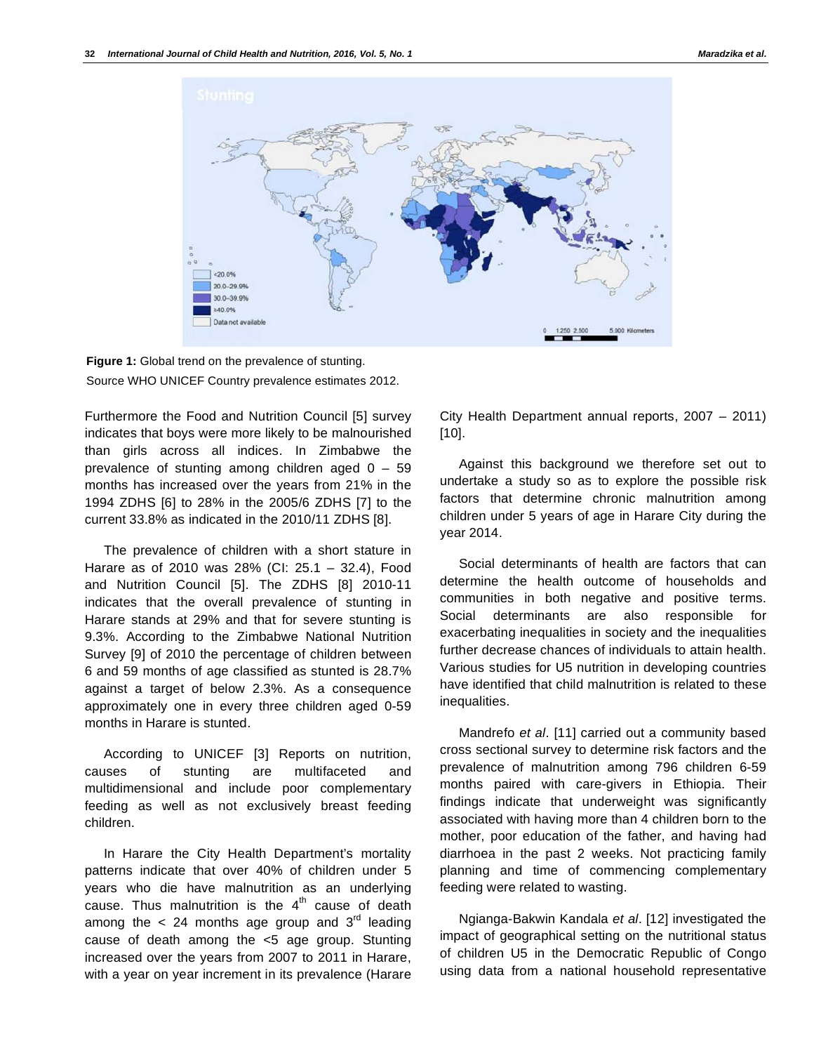**Figure 1:** Global trend on the prevalence of stunting.
Source WHO UNICEF Country prevalence estimates 2012.

Furthermore the Food and Nutrition Council [5] survey indicates that boys were more likely to be malnourished than girls across all indices. In Zimbabwe the prevalence of stunting among children aged 0 – 59 months has increased over the years from 21% in the 1994 ZDHS [6] to 28% in the 2005/6 ZDHS [7] to the current 33.8% as indicated in the 2010/11 ZDHS [8].

The prevalence of children with a short stature in Harare as of 2010 was 28% (CI: 25.1 – 32.4), Food and Nutrition Council [5]. The ZDHS [8] 2010-11 indicates that the overall prevalence of stunting in Harare stands at 29% and that for severe stunting is 9.3%. According to the Zimbabwe National Nutrition Survey [9] of 2010 the percentage of children between 6 and 59 months of age classified as stunted is 28.7% against a target of below 2.3%. As a consequence approximately one in every three children aged 0-59 months in Harare is stunted.

According to UNICEF [3] Reports on nutrition, causes of stunting are multifaceted and multidimensional and include poor complementary feeding as well as not exclusively breast feeding children.

In Harare the City Health Department's mortality patterns indicate that over 40% of children under 5 years who die have malnutrition as an underlying cause. Thus malnutrition is the 4th cause of death among the < 24 months age group and 3rd leading cause of death among the <5 age group. Stunting increased over the years from 2007 to 2011 in Harare, with a year on year increment in its prevalence (Harare City Health Department annual reports, 2007 – 2011) [10].

Against this background we therefore set out to undertake a study so as to explore the possible risk factors that determine chronic malnutrition among children under 5 years of age in Harare City during the year 2014.

Social determinants of health are factors that can determine the health outcome of households and communities in both negative and positive terms. Social determinants are also responsible for exacerbating inequalities in society and the inequalities further decrease chances of individuals to attain health. Various studies for U5 nutrition in developing countries have identified that child malnutrition is related to these inequalities.

Mandrefo *et al*. [11] carried out a community based cross sectional survey to determine risk factors and the prevalence of malnutrition among 796 children 6-59 months paired with care-givers in Ethiopia. Their findings indicate that underweight was significantly associated with having more than 4 children born to the mother, poor education of the father, and having had diarrhoea in the past 2 weeks. Not practicing family planning and time of commencing complementary feeding were related to wasting.

Ngianga-Bakwin Kandala *et al*. [12] investigated the impact of geographical setting on the nutritional status of children U5 in the Democratic Republic of Congo using data from a national household representative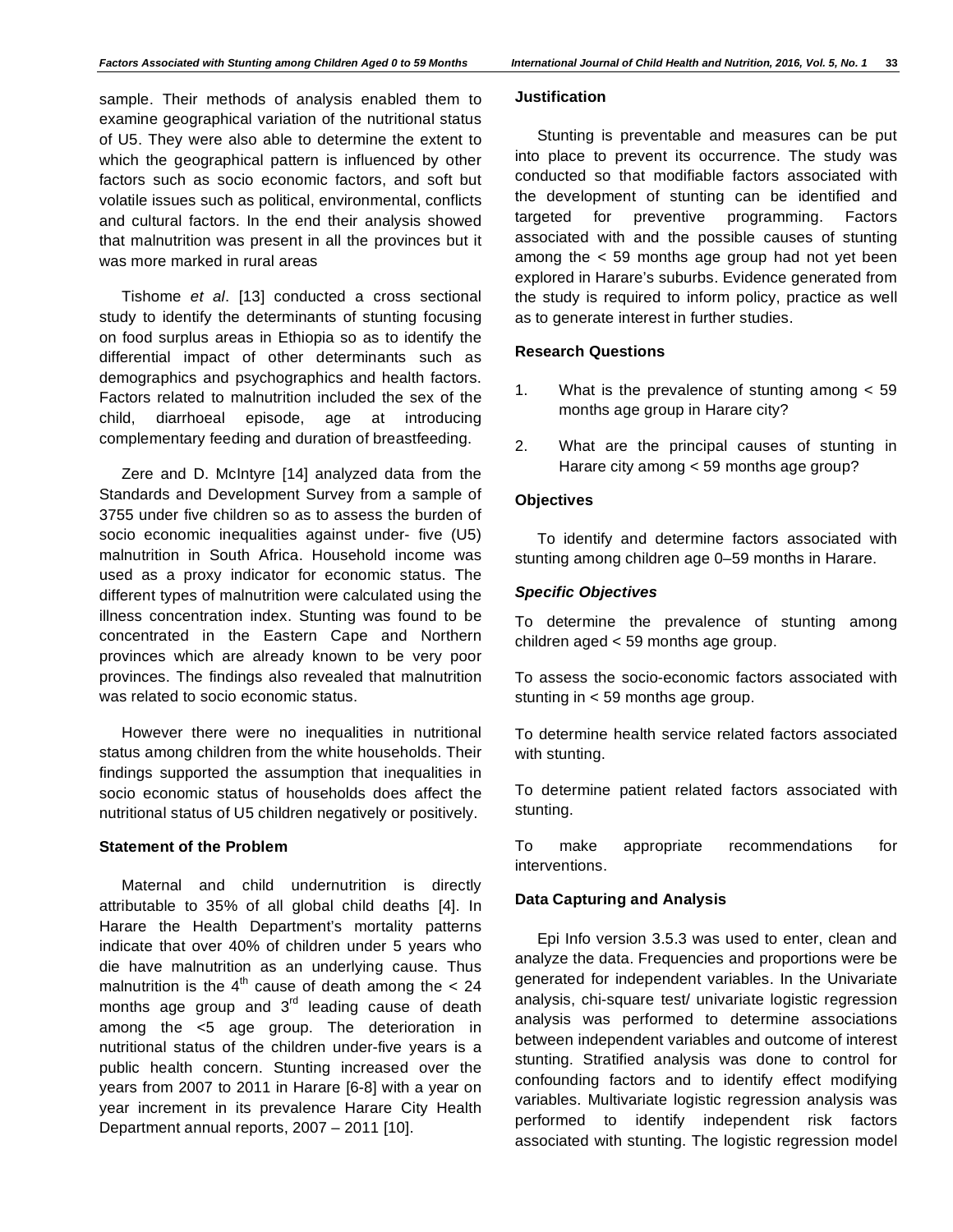sample. Their methods of analysis enabled them to examine geographical variation of the nutritional status of U5. They were also able to determine the extent to which the geographical pattern is influenced by other factors such as socio economic factors, and soft but volatile issues such as political, environmental, conflicts and cultural factors. In the end their analysis showed that malnutrition was present in all the provinces but it was more marked in rural areas

Tishome *et al*. [13] conducted a cross sectional study to identify the determinants of stunting focusing on food surplus areas in Ethiopia so as to identify the differential impact of other determinants such as demographics and psychographics and health factors. Factors related to malnutrition included the sex of the child, diarrhoeal episode, age at introducing complementary feeding and duration of breastfeeding.

Zere and D. McIntyre [14] analyzed data from the Standards and Development Survey from a sample of 3755 under five children so as to assess the burden of socio economic inequalities against under- five (U5) malnutrition in South Africa. Household income was used as a proxy indicator for economic status. The different types of malnutrition were calculated using the illness concentration index. Stunting was found to be concentrated in the Eastern Cape and Northern provinces which are already known to be very poor provinces. The findings also revealed that malnutrition was related to socio economic status.

However there were no inequalities in nutritional status among children from the white households. Their findings supported the assumption that inequalities in socio economic status of households does affect the nutritional status of U5 children negatively or positively.

### Statement of the Problem

Maternal and child undernutrition is directly attributable to 35% of all global child deaths [4]. In Harare the Health Department's mortality patterns indicate that over 40% of children under 5 years who die have malnutrition as an underlying cause. Thus malnutrition is the $4^{th}$ cause of death among the < 24 months age group and $3^{rd}$ leading cause of death among the <5 age group. The deterioration in nutritional status of the children under-five years is a public health concern. Stunting increased over the years from 2007 to 2011 in Harare [6-8] with a year on year increment in its prevalence Harare City Health Department annual reports, 2007 – 2011 [10].

### Justification

Stunting is preventable and measures can be put into place to prevent its occurrence. The study was conducted so that modifiable factors associated with the development of stunting can be identified and targeted for preventive programming. Factors associated with and the possible causes of stunting among the < 59 months age group had not yet been explored in Harare's suburbs. Evidence generated from the study is required to inform policy, practice as well as to generate interest in further studies.

### Research Questions

1. What is the prevalence of stunting among < 59 months age group in Harare city?
2. What are the principal causes of stunting in Harare city among < 59 months age group?

### Objectives

To identify and determine factors associated with stunting among children age 0–59 months in Harare.

#### *Specific Objectives*

To determine the prevalence of stunting among children aged < 59 months age group.

To assess the socio-economic factors associated with stunting in < 59 months age group.

To determine health service related factors associated with stunting.

To determine patient related factors associated with stunting.

To make appropriate recommendations for interventions.

### Data Capturing and Analysis

Epi Info version 3.5.3 was used to enter, clean and analyze the data. Frequencies and proportions were be generated for independent variables. In the Univariate analysis, chi-square test/ univariate logistic regression analysis was performed to determine associations between independent variables and outcome of interest stunting. Stratified analysis was done to control for confounding factors and to identify effect modifying variables. Multivariate logistic regression analysis was performed to identify independent risk factors associated with stunting. The logistic regression model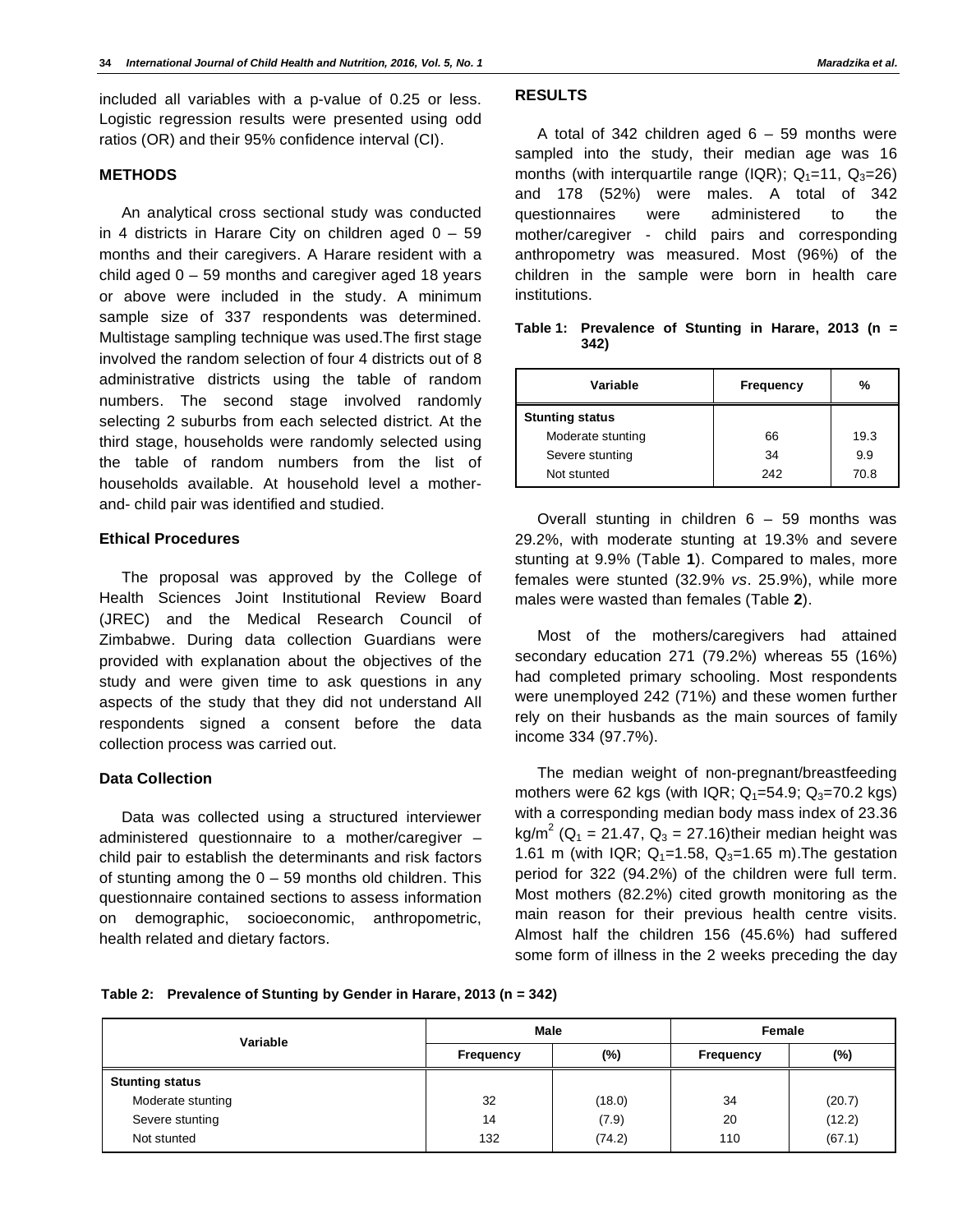included all variables with a p-value of 0.25 or less. Logistic regression results were presented using odd ratios (OR) and their 95% confidence interval (CI).

## METHODS

An analytical cross sectional study was conducted in 4 districts in Harare City on children aged 0 – 59 months and their caregivers. A Harare resident with a child aged 0 – 59 months and caregiver aged 18 years or above were included in the study. A minimum sample size of 337 respondents was determined. Multistage sampling technique was used.The first stage involved the random selection of four 4 districts out of 8 administrative districts using the table of random numbers. The second stage involved randomly selecting 2 suburbs from each selected district. At the third stage, households were randomly selected using the table of random numbers from the list of households available. At household level a mother-and- child pair was identified and studied.

### Ethical Procedures

The proposal was approved by the College of Health Sciences Joint Institutional Review Board (JREC) and the Medical Research Council of Zimbabwe. During data collection Guardians were provided with explanation about the objectives of the study and were given time to ask questions in any aspects of the study that they did not understand All respondents signed a consent before the data collection process was carried out.

### Data Collection

Data was collected using a structured interviewer administered questionnaire to a mother/caregiver – child pair to establish the determinants and risk factors of stunting among the 0 – 59 months old children. This questionnaire contained sections to assess information on demographic, socioeconomic, anthropometric, health related and dietary factors.

## RESULTS

A total of 342 children aged 6 – 59 months were sampled into the study, their median age was 16 months (with interquartile range (IQR); $Q_1$=11, $Q_3$=26) and 178 (52%) were males. A total of 342 questionnaires were administered to the mother/caregiver - child pairs and corresponding anthropometry was measured. Most (96%) of the children in the sample were born in health care institutions.

**Table 1: Prevalence of Stunting in Harare, 2013 (n = 342)**

| Variable | Frequency | % |
|---|---|---|
| **Stunting status** | | |
| Moderate stunting | 66 | 19.3 |
| Severe stunting | 34 | 9.9 |
| Not stunted | 242 | 70.8 |

Overall stunting in children 6 – 59 months was 29.2%, with moderate stunting at 19.3% and severe stunting at 9.9% (Table **1**). Compared to males, more females were stunted (32.9% *vs*. 25.9%), while more males were wasted than females (Table **2**).

Most of the mothers/caregivers had attained secondary education 271 (79.2%) whereas 55 (16%) had completed primary schooling. Most respondents were unemployed 242 (71%) and these women further rely on their husbands as the main sources of family income 334 (97.7%).

The median weight of non-pregnant/breastfeeding mothers were 62 kgs (with IQR; $Q_1$=54.9; $Q_3$=70.2 kgs) with a corresponding median body mass index of 23.36 kg/m$^2$ ($Q_1$ = 21.47, $Q_3$ = 27.16)their median height was 1.61 m (with IQR; $Q_1$=1.58, $Q_3$=1.65 m).The gestation period for 322 (94.2%) of the children were full term. Most mothers (82.2%) cited growth monitoring as the main reason for their previous health centre visits. Almost half the children 156 (45.6%) had suffered some form of illness in the 2 weeks preceding the day

**Table 2: Prevalence of Stunting by Gender in Harare, 2013 (n = 342)**

| Variable | Male | | Female | |
|---|---|---|---|---|
| | Frequency | (%) | Frequency | (%) |
| **Stunting status** | | | | |
| Moderate stunting | 32 | (18.0) | 34 | (20.7) |
| Severe stunting | 14 | (7.9) | 20 | (12.2) |
| Not stunted | 132 | (74.2) | 110 | (67.1) |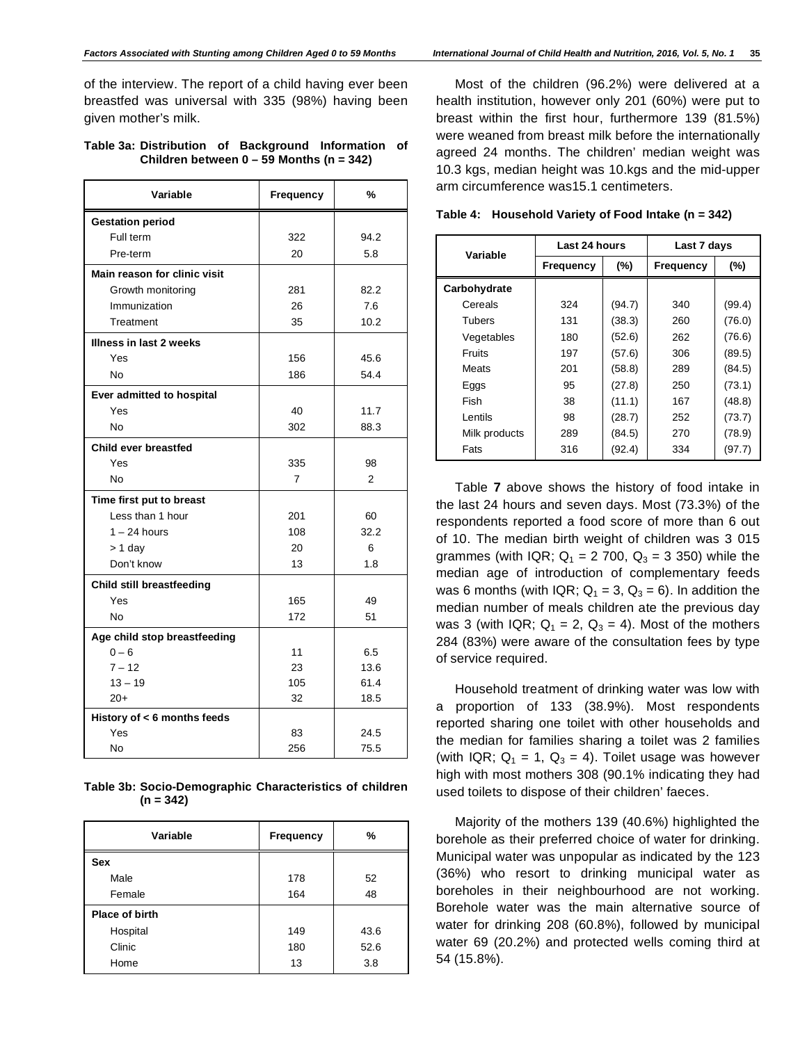of the interview. The report of a child having ever been breastfed was universal with 335 (98%) having been given mother's milk.

**Table 3a: Distribution of Background Information of Children between 0 – 59 Months (n = 342)**

| Variable | Frequency | % |
|---|---|---|
| **Gestation period** | | |
| Full term | 322 | 94.2 |
| Pre-term | 20 | 5.8 |
| **Main reason for clinic visit** | | |
| Growth monitoring | 281 | 82.2 |
| Immunization | 26 | 7.6 |
| Treatment | 35 | 10.2 |
| **Illness in last 2 weeks** | | |
| Yes | 156 | 45.6 |
| No | 186 | 54.4 |
| **Ever admitted to hospital** | | |
| Yes | 40 | 11.7 |
| No | 302 | 88.3 |
| **Child ever breastfed** | | |
| Yes | 335 | 98 |
| No | 7 | 2 |
| **Time first put to breast** | | |
| Less than 1 hour | 201 | 60 |
| 1 – 24 hours | 108 | 32.2 |
| > 1 day | 20 | 6 |
| Don't know | 13 | 1.8 |
| **Child still breastfeeding** | | |
| Yes | 165 | 49 |
| No | 172 | 51 |
| **Age child stop breastfeeding** | | |
| 0 – 6 | 11 | 6.5 |
| 7 – 12 | 23 | 13.6 |
| 13 – 19 | 105 | 61.4 |
| 20+ | 32 | 18.5 |
| **History of < 6 months feeds** | | |
| Yes | 83 | 24.5 |
| No | 256 | 75.5 |

**Table 3b: Socio-Demographic Characteristics of children (n = 342)**

| Variable | Frequency | % |
|---|---|---|
| **Sex** | | |
| Male | 178 | 52 |
| Female | 164 | 48 |
| **Place of birth** | | |
| Hospital | 149 | 43.6 |
| Clinic | 180 | 52.6 |
| Home | 13 | 3.8 |

Most of the children (96.2%) were delivered at a health institution, however only 201 (60%) were put to breast within the first hour, furthermore 139 (81.5%) were weaned from breast milk before the internationally agreed 24 months. The children' median weight was 10.3 kgs, median height was 10.kgs and the mid-upper arm circumference was15.1 centimeters.

**Table 4: Household Variety of Food Intake (n = 342)**

| Variable | Last 24 hours | | Last 7 days | |
|---|---|---|---|---|
| | Frequency | (%) | Frequency | (%) |
| **Carbohydrate** | | | | |
| Cereals | 324 | (94.7) | 340 | (99.4) |
| Tubers | 131 | (38.3) | 260 | (76.0) |
| Vegetables | 180 | (52.6) | 262 | (76.6) |
| Fruits | 197 | (57.6) | 306 | (89.5) |
| Meats | 201 | (58.8) | 289 | (84.5) |
| Eggs | 95 | (27.8) | 250 | (73.1) |
| Fish | 38 | (11.1) | 167 | (48.8) |
| Lentils | 98 | (28.7) | 252 | (73.7) |
| Milk products | 289 | (84.5) | 270 | (78.9) |
| Fats | 316 | (92.4) | 334 | (97.7) |

Table **7** above shows the history of food intake in the last 24 hours and seven days. Most (73.3%) of the respondents reported a food score of more than 6 out of 10. The median birth weight of children was 3 015 grammes (with IQR; $Q_1$ = 2 700, $Q_3$ = 3 350) while the median age of introduction of complementary feeds was 6 months (with IQR; $Q_1$ = 3, $Q_3$ = 6). In addition the median number of meals children ate the previous day was 3 (with IQR; $Q_1$ = 2, $Q_3$ = 4). Most of the mothers 284 (83%) were aware of the consultation fees by type of service required.

Household treatment of drinking water was low with a proportion of 133 (38.9%). Most respondents reported sharing one toilet with other households and the median for families sharing a toilet was 2 families (with IQR; $Q_1$ = 1, $Q_3$ = 4). Toilet usage was however high with most mothers 308 (90.1% indicating they had used toilets to dispose of their children' faeces.

Majority of the mothers 139 (40.6%) highlighted the borehole as their preferred choice of water for drinking. Municipal water was unpopular as indicated by the 123 (36%) who resort to drinking municipal water as boreholes in their neighbourhood are not working. Borehole water was the main alternative source of water for drinking 208 (60.8%), followed by municipal water 69 (20.2%) and protected wells coming third at 54 (15.8%).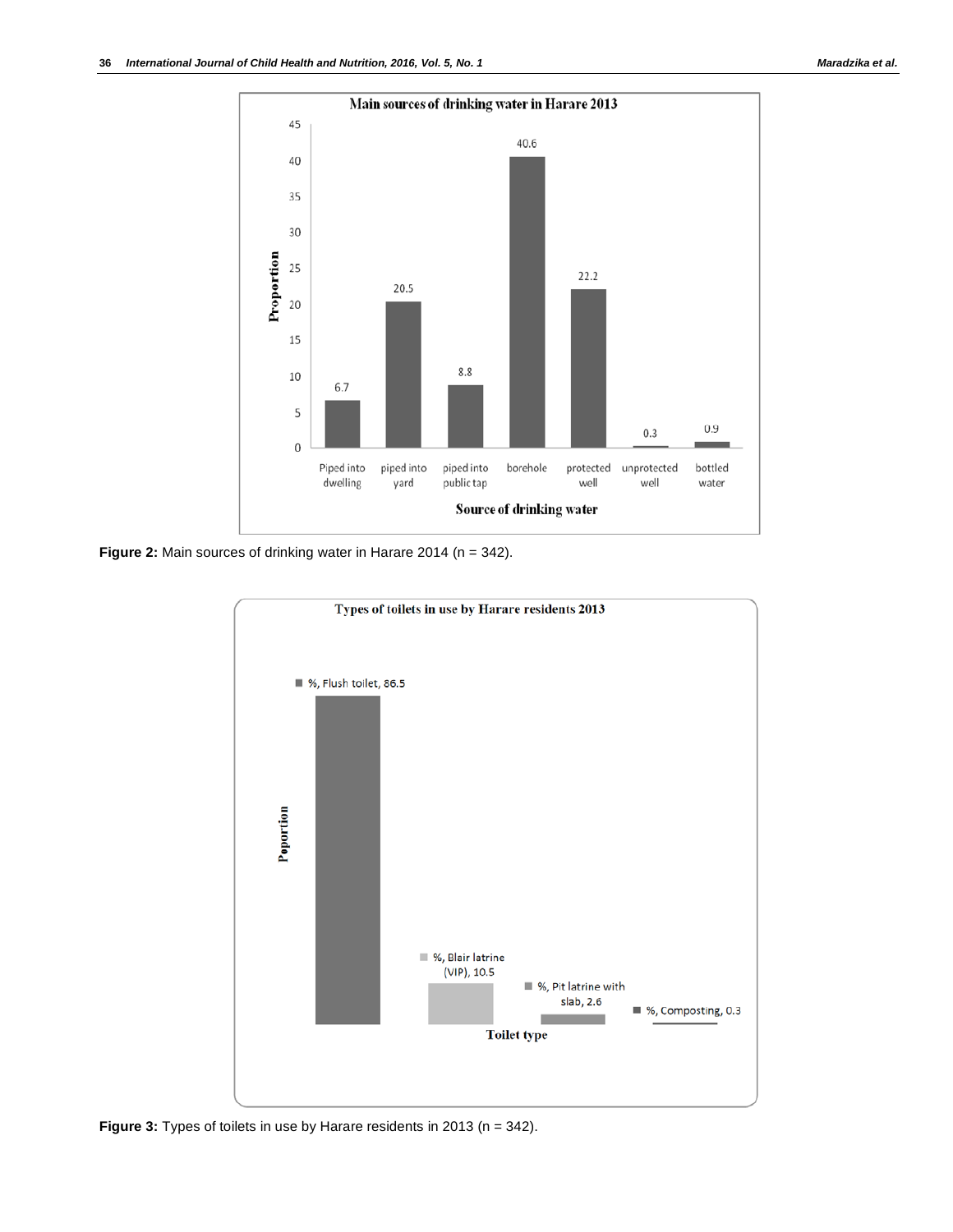Figure 2: Main sources of drinking water in Harare 2014 (n = 342).

Figure 3: Types of toilets in use by Harare residents in 2013 (n = 342).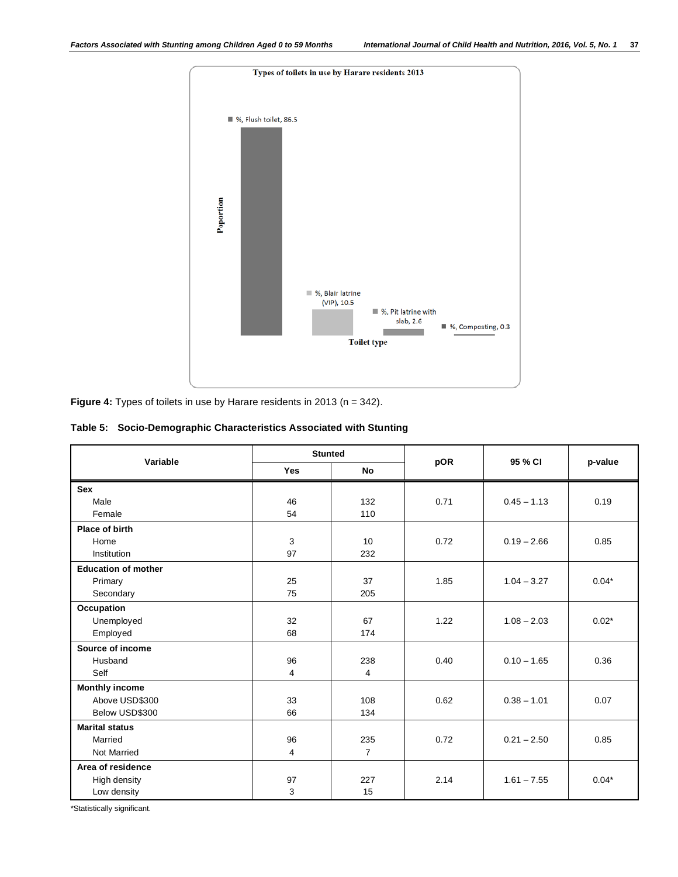**Figure 4:** Types of toilets in use by Harare residents in 2013 (n = 342).

**Table 5: Socio-Demographic Characteristics Associated with Stunting**

| Variable | Stunted | | pOR | 95 % CI | p-value |
|---|---|---|---|---|---|
| | Yes | No | | | |
| **Sex** | | | | | |
| Male | 46 | 132 | 0.71 | 0.45 – 1.13 | 0.19 |
| Female | 54 | 110 | | | |
| **Place of birth** | | | | | |
| Home | 3 | 10 | 0.72 | 0.19 – 2.66 | 0.85 |
| Institution | 97 | 232 | | | |
| **Education of mother** | | | | | |
| Primary | 25 | 37 | 1.85 | 1.04 – 3.27 | 0.04* |
| Secondary | 75 | 205 | | | |
| **Occupation** | | | | | |
| Unemployed | 32 | 67 | 1.22 | 1.08 – 2.03 | 0.02* |
| Employed | 68 | 174 | | | |
| **Source of income** | | | | | |
| Husband | 96 | 238 | 0.40 | 0.10 – 1.65 | 0.36 |
| Self | 4 | 4 | | | |
| **Monthly income** | | | | | |
| Above USD$300 | 33 | 108 | 0.62 | 0.38 – 1.01 | 0.07 |
| Below USD$300 | 66 | 134 | | | |
| **Marital status** | | | | | |
| Married | 96 | 235 | 0.72 | 0.21 – 2.50 | 0.85 |
| Not Married | 4 | 7 | | | |
| **Area of residence** | | | | | |
| High density | 97 | 227 | 2.14 | 1.61 – 7.55 | 0.04* |
| Low density | 3 | 15 | | | |

*Statistically significant.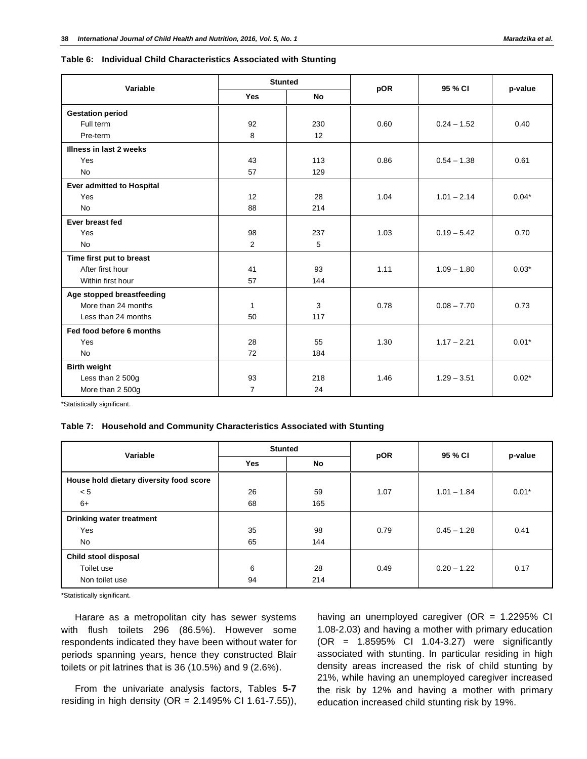**Table 6: Individual Child Characteristics Associated with Stunting**

| Variable | Stunted | | pOR | 95 % CI | p-value |
|---|---|---|---|---|---|
| | Yes | No | | | |
| **Gestation period** | | | | | |
| Full term | 92 | 230 | 0.60 | 0.24 – 1.52 | 0.40 |
| Pre-term | 8 | 12 | | | |
| **Illness in last 2 weeks** | | | | | |
| Yes | 43 | 113 | 0.86 | 0.54 – 1.38 | 0.61 |
| No | 57 | 129 | | | |
| **Ever admitted to Hospital** | | | | | |
| Yes | 12 | 28 | 1.04 | 1.01 – 2.14 | 0.04* |
| No | 88 | 214 | | | |
| **Ever breast fed** | | | | | |
| Yes | 98 | 237 | 1.03 | 0.19 – 5.42 | 0.70 |
| No | 2 | 5 | | | |
| **Time first put to breast** | | | | | |
| After first hour | 41 | 93 | 1.11 | 1.09 – 1.80 | 0.03* |
| Within first hour | 57 | 144 | | | |
| **Age stopped breastfeeding** | | | | | |
| More than 24 months | 1 | 3 | 0.78 | 0.08 – 7.70 | 0.73 |
| Less than 24 months | 50 | 117 | | | |
| **Fed food before 6 months** | | | | | |
| Yes | 28 | 55 | 1.30 | 1.17 – 2.21 | 0.01* |
| No | 72 | 184 | | | |
| **Birth weight** | | | | | |
| Less than 2 500g | 93 | 218 | 1.46 | 1.29 – 3.51 | 0.02* |
| More than 2 500g | 7 | 24 | | | |

*Statistically significant.

**Table 7: Household and Community Characteristics Associated with Stunting**

| Variable | Stunted | | pOR | 95 % CI | p-value |
|---|---|---|---|---|---|
| | Yes | No | | | |
| **House hold dietary diversity food score** | | | | | |
| < 5 | 26 | 59 | 1.07 | 1.01 – 1.84 | 0.01* |
| 6+ | 68 | 165 | | | |
| **Drinking water treatment** | | | | | |
| Yes | 35 | 98 | 0.79 | 0.45 – 1.28 | 0.41 |
| No | 65 | 144 | | | |
| **Child stool disposal** | | | | | |
| Toilet use | 6 | 28 | 0.49 | 0.20 – 1.22 | 0.17 |
| Non toilet use | 94 | 214 | | | |

*Statistically significant.

Harare as a metropolitan city has sewer systems with flush toilets 296 (86.5%). However some respondents indicated they have been without water for periods spanning years, hence they constructed Blair toilets or pit latrines that is 36 (10.5%) and 9 (2.6%).

From the univariate analysis factors, Tables **5-7** residing in high density (OR = 2.1495% CI 1.61-7.55)), having an unemployed caregiver (OR = 1.2295% CI 1.08-2.03) and having a mother with primary education (OR = 1.8595% CI 1.04-3.27) were significantly associated with stunting. In particular residing in high density areas increased the risk of child stunting by 21%, while having an unemployed caregiver increased the risk by 12% and having a mother with primary education increased child stunting risk by 19%.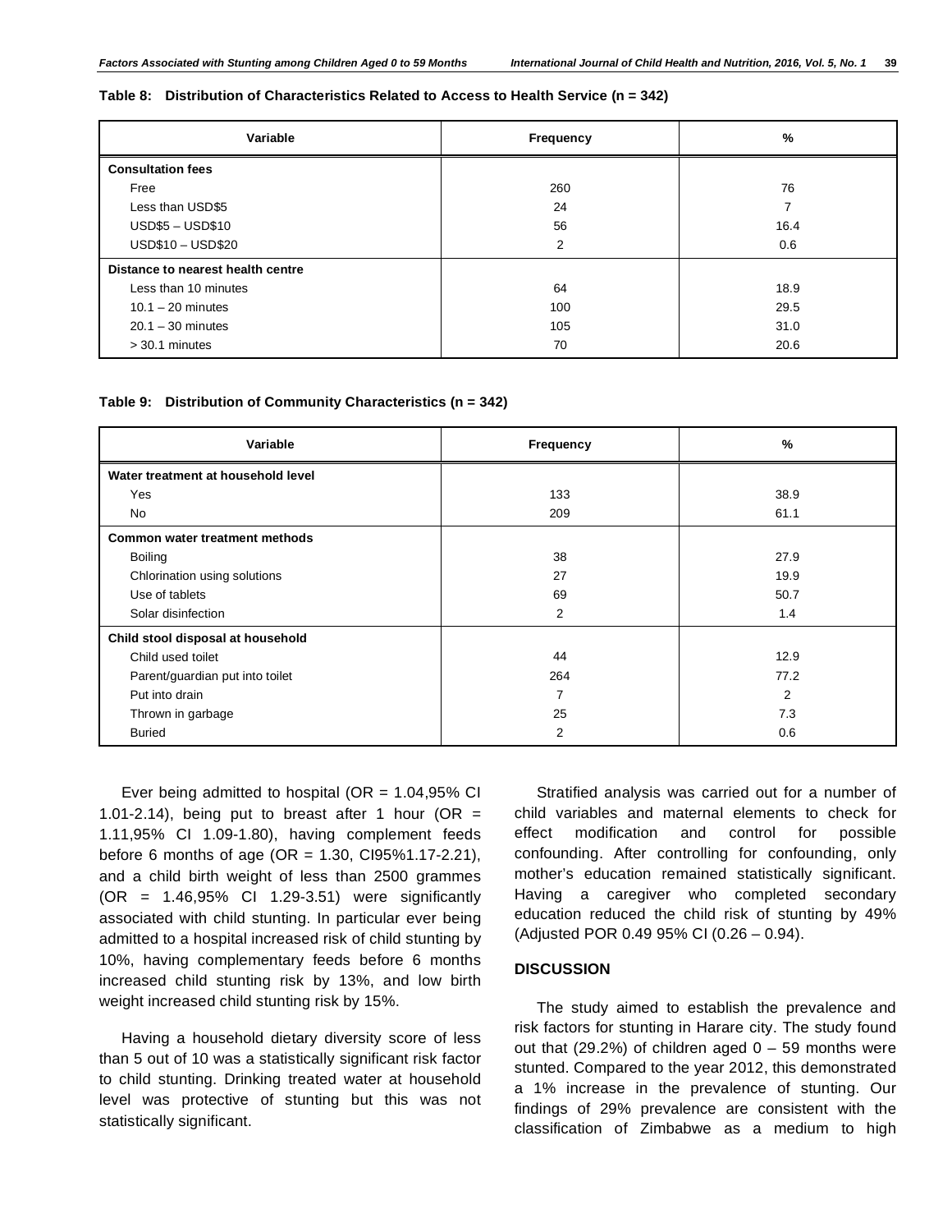**Table 8: Distribution of Characteristics Related to Access to Health Service (n = 342)**

| Variable | Frequency | % |
|---|---|---|
| **Consultation fees** | | |
| Free | 260 | 76 |
| Less than USD$5 | 24 | 7 |
| USD$5 – USD$10 | 56 | 16.4 |
| USD$10 – USD$20 | 2 | 0.6 |
| **Distance to nearest health centre** | | |
| Less than 10 minutes | 64 | 18.9 |
| 10.1 – 20 minutes | 100 | 29.5 |
| 20.1 – 30 minutes | 105 | 31.0 |
| > 30.1 minutes | 70 | 20.6 |

**Table 9: Distribution of Community Characteristics (n = 342)**

| Variable | Frequency | % |
|---|---|---|
| **Water treatment at household level** | | |
| Yes | 133 | 38.9 |
| No | 209 | 61.1 |
| **Common water treatment methods** | | |
| Boiling | 38 | 27.9 |
| Chlorination using solutions | 27 | 19.9 |
| Use of tablets | 69 | 50.7 |
| Solar disinfection | 2 | 1.4 |
| **Child stool disposal at household** | | |
| Child used toilet | 44 | 12.9 |
| Parent/guardian put into toilet | 264 | 77.2 |
| Put into drain | 7 | 2 |
| Thrown in garbage | 25 | 7.3 |
| Buried | 2 | 0.6 |

Ever being admitted to hospital (OR = 1.04,95% CI 1.01-2.14), being put to breast after 1 hour (OR = 1.11,95% CI 1.09-1.80), having complement feeds before 6 months of age (OR = 1.30, CI95%1.17-2.21), and a child birth weight of less than 2500 grammes (OR = 1.46,95% CI 1.29-3.51) were significantly associated with child stunting. In particular ever being admitted to a hospital increased risk of child stunting by 10%, having complementary feeds before 6 months increased child stunting risk by 13%, and low birth weight increased child stunting risk by 15%.

Having a household dietary diversity score of less than 5 out of 10 was a statistically significant risk factor to child stunting. Drinking treated water at household level was protective of stunting but this was not statistically significant.

Stratified analysis was carried out for a number of child variables and maternal elements to check for effect modification and control for possible confounding. After controlling for confounding, only mother's education remained statistically significant. Having a caregiver who completed secondary education reduced the child risk of stunting by 49% (Adjusted POR 0.49 95% CI (0.26 – 0.94).

## DISCUSSION

The study aimed to establish the prevalence and risk factors for stunting in Harare city. The study found out that (29.2%) of children aged 0 – 59 months were stunted. Compared to the year 2012, this demonstrated a 1% increase in the prevalence of stunting. Our findings of 29% prevalence are consistent with the classification of Zimbabwe as a medium to high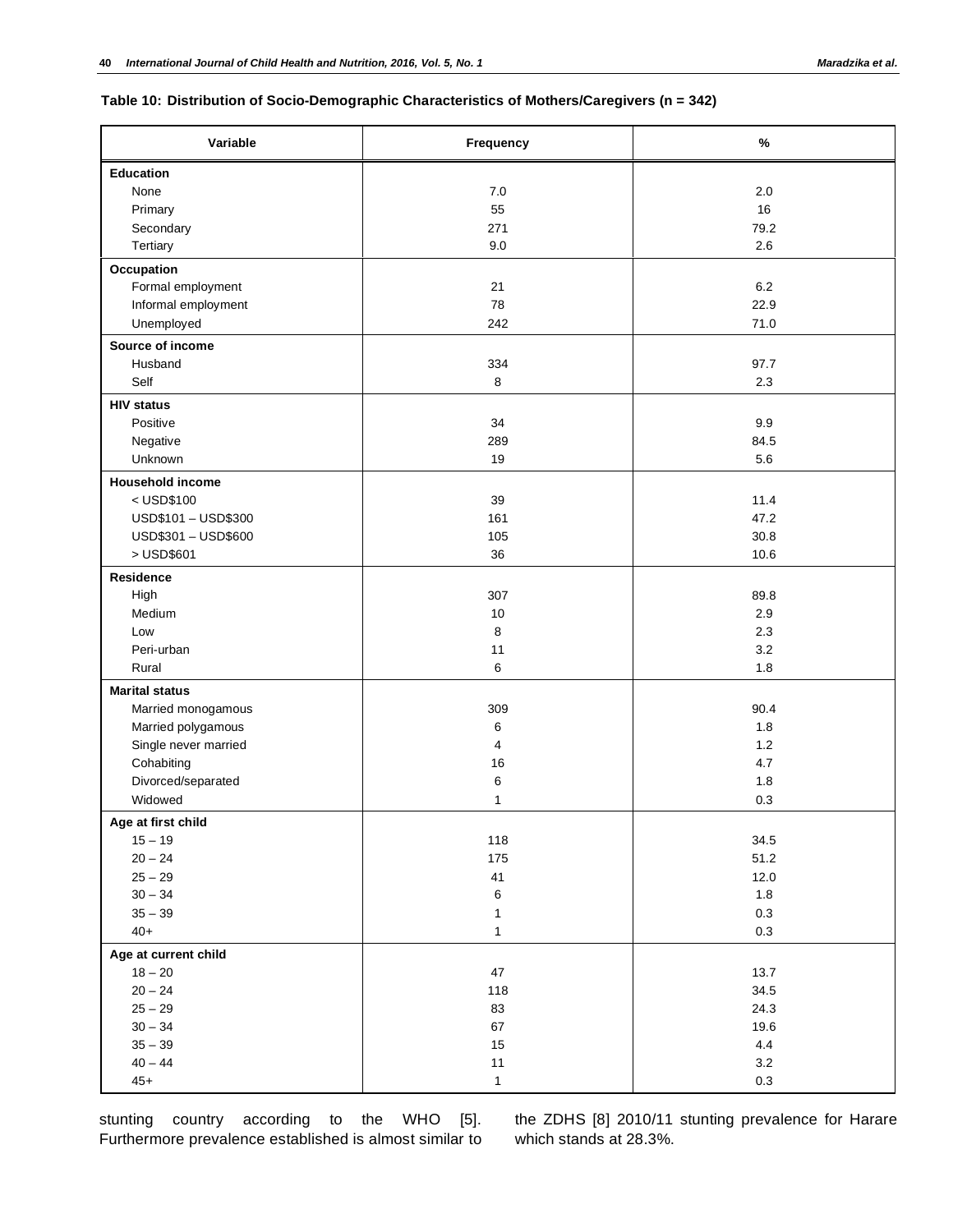**Table 10: Distribution of Socio-Demographic Characteristics of Mothers/Caregivers (n = 342)**

| Variable | Frequency | % |
|---|---|---|
| **Education** | | |
| None | 7.0 | 2.0 |
| Primary | 55 | 16 |
| Secondary | 271 | 79.2 |
| Tertiary | 9.0 | 2.6 |
| **Occupation** | | |
| Formal employment | 21 | 6.2 |
| Informal employment | 78 | 22.9 |
| Unemployed | 242 | 71.0 |
| **Source of income** | | |
| Husband | 334 | 97.7 |
| Self | 8 | 2.3 |
| **HIV status** | | |
| Positive | 34 | 9.9 |
| Negative | 289 | 84.5 |
| Unknown | 19 | 5.6 |
| **Household income** | | |
| < USD$100 | 39 | 11.4 |
| USD$101 – USD$300 | 161 | 47.2 |
| USD$301 – USD$600 | 105 | 30.8 |
| > USD$601 | 36 | 10.6 |
| **Residence** | | |
| High | 307 | 89.8 |
| Medium | 10 | 2.9 |
| Low | 8 | 2.3 |
| Peri-urban | 11 | 3.2 |
| Rural | 6 | 1.8 |
| **Marital status** | | |
| Married monogamous | 309 | 90.4 |
| Married polygamous | 6 | 1.8 |
| Single never married | 4 | 1.2 |
| Cohabiting | 16 | 4.7 |
| Divorced/separated | 6 | 1.8 |
| Widowed | 1 | 0.3 |
| **Age at first child** | | |
| 15 – 19 | 118 | 34.5 |
| 20 – 24 | 175 | 51.2 |
| 25 – 29 | 41 | 12.0 |
| 30 – 34 | 6 | 1.8 |
| 35 – 39 | 1 | 0.3 |
| 40+ | 1 | 0.3 |
| **Age at current child** | | |
| 18 – 20 | 47 | 13.7 |
| 20 – 24 | 118 | 34.5 |
| 25 – 29 | 83 | 24.3 |
| 30 – 34 | 67 | 19.6 |
| 35 – 39 | 15 | 4.4 |
| 40 – 44 | 11 | 3.2 |
| 45+ | 1 | 0.3 |

stunting country according to the WHO [5]. Furthermore prevalence established is almost similar to the ZDHS [8] 2010/11 stunting prevalence for Harare which stands at 28.3%.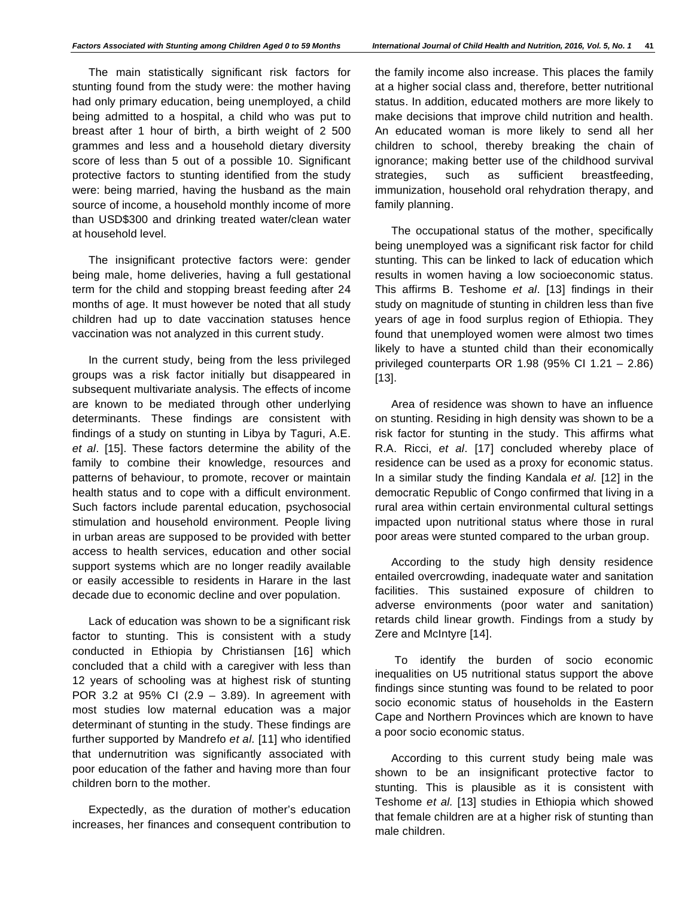The main statistically significant risk factors for stunting found from the study were: the mother having had only primary education, being unemployed, a child being admitted to a hospital, a child who was put to breast after 1 hour of birth, a birth weight of 2 500 grammes and less and a household dietary diversity score of less than 5 out of a possible 10. Significant protective factors to stunting identified from the study were: being married, having the husband as the main source of income, a household monthly income of more than USD$300 and drinking treated water/clean water at household level.

The insignificant protective factors were: gender being male, home deliveries, having a full gestational term for the child and stopping breast feeding after 24 months of age. It must however be noted that all study children had up to date vaccination statuses hence vaccination was not analyzed in this current study.

In the current study, being from the less privileged groups was a risk factor initially but disappeared in subsequent multivariate analysis. The effects of income are known to be mediated through other underlying determinants. These findings are consistent with findings of a study on stunting in Libya by Taguri, A.E. *et al*. [15]. These factors determine the ability of the family to combine their knowledge, resources and patterns of behaviour, to promote, recover or maintain health status and to cope with a difficult environment. Such factors include parental education, psychosocial stimulation and household environment. People living in urban areas are supposed to be provided with better access to health services, education and other social support systems which are no longer readily available or easily accessible to residents in Harare in the last decade due to economic decline and over population.

Lack of education was shown to be a significant risk factor to stunting. This is consistent with a study conducted in Ethiopia by Christiansen [16] which concluded that a child with a caregiver with less than 12 years of schooling was at highest risk of stunting POR 3.2 at 95% CI (2.9 – 3.89). In agreement with most studies low maternal education was a major determinant of stunting in the study. These findings are further supported by Mandrefo *et al*. [11] who identified that undernutrition was significantly associated with poor education of the father and having more than four children born to the mother.

Expectedly, as the duration of mother's education increases, her finances and consequent contribution to the family income also increase. This places the family at a higher social class and, therefore, better nutritional status. In addition, educated mothers are more likely to make decisions that improve child nutrition and health. An educated woman is more likely to send all her children to school, thereby breaking the chain of ignorance; making better use of the childhood survival strategies, such as sufficient breastfeeding, immunization, household oral rehydration therapy, and family planning.

The occupational status of the mother, specifically being unemployed was a significant risk factor for child stunting. This can be linked to lack of education which results in women having a low socioeconomic status. This affirms B. Teshome *et al*. [13] findings in their study on magnitude of stunting in children less than five years of age in food surplus region of Ethiopia. They found that unemployed women were almost two times likely to have a stunted child than their economically privileged counterparts OR 1.98 (95% CI 1.21 – 2.86) [13].

Area of residence was shown to have an influence on stunting. Residing in high density was shown to be a risk factor for stunting in the study. This affirms what R.A. Ricci, *et al*. [17] concluded whereby place of residence can be used as a proxy for economic status. In a similar study the finding Kandala *et al*. [12] in the democratic Republic of Congo confirmed that living in a rural area within certain environmental cultural settings impacted upon nutritional status where those in rural poor areas were stunted compared to the urban group.

According to the study high density residence entailed overcrowding, inadequate water and sanitation facilities. This sustained exposure of children to adverse environments (poor water and sanitation) retards child linear growth. Findings from a study by Zere and McIntyre [14].

To identify the burden of socio economic inequalities on U5 nutritional status support the above findings since stunting was found to be related to poor socio economic status of households in the Eastern Cape and Northern Provinces which are known to have a poor socio economic status.

According to this current study being male was shown to be an insignificant protective factor to stunting. This is plausible as it is consistent with Teshome *et al.* [13] studies in Ethiopia which showed that female children are at a higher risk of stunting than male children.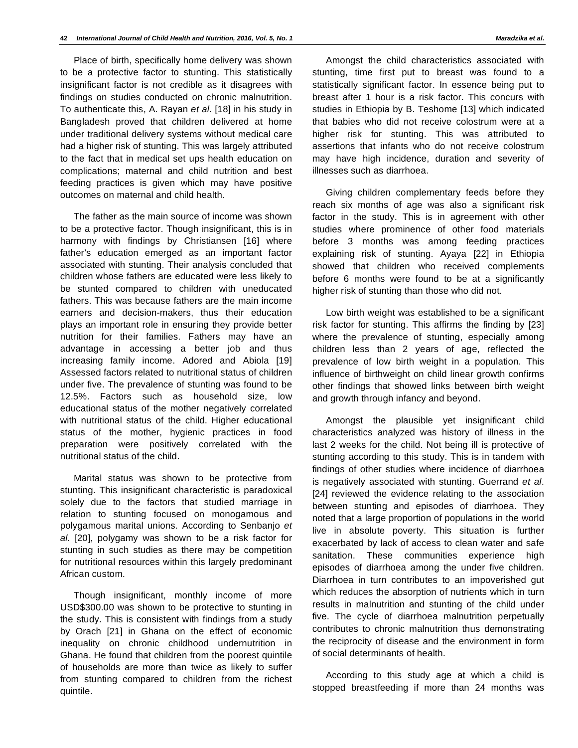Place of birth, specifically home delivery was shown to be a protective factor to stunting. This statistically insignificant factor is not credible as it disagrees with findings on studies conducted on chronic malnutrition. To authenticate this, A. Rayan *et al*. [18] in his study in Bangladesh proved that children delivered at home under traditional delivery systems without medical care had a higher risk of stunting. This was largely attributed to the fact that in medical set ups health education on complications; maternal and child nutrition and best feeding practices is given which may have positive outcomes on maternal and child health.

The father as the main source of income was shown to be a protective factor. Though insignificant, this is in harmony with findings by Christiansen [16] where father's education emerged as an important factor associated with stunting. Their analysis concluded that children whose fathers are educated were less likely to be stunted compared to children with uneducated fathers. This was because fathers are the main income earners and decision-makers, thus their education plays an important role in ensuring they provide better nutrition for their families. Fathers may have an advantage in accessing a better job and thus increasing family income. Adored and Abiola [19] Assessed factors related to nutritional status of children under five. The prevalence of stunting was found to be 12.5%. Factors such as household size, low educational status of the mother negatively correlated with nutritional status of the child. Higher educational status of the mother, hygienic practices in food preparation were positively correlated with the nutritional status of the child.

Marital status was shown to be protective from stunting. This insignificant characteristic is paradoxical solely due to the factors that studied marriage in relation to stunting focused on monogamous and polygamous marital unions. According to Senbanjo *et al*. [20], polygamy was shown to be a risk factor for stunting in such studies as there may be competition for nutritional resources within this largely predominant African custom.

Though insignificant, monthly income of more USD$300.00 was shown to be protective to stunting in the study. This is consistent with findings from a study by Orach [21] in Ghana on the effect of economic inequality on chronic childhood undernutrition in Ghana. He found that children from the poorest quintile of households are more than twice as likely to suffer from stunting compared to children from the richest quintile.

Amongst the child characteristics associated with stunting, time first put to breast was found to a statistically significant factor. In essence being put to breast after 1 hour is a risk factor. This concurs with studies in Ethiopia by B. Teshome [13] which indicated that babies who did not receive colostrum were at a higher risk for stunting. This was attributed to assertions that infants who do not receive colostrum may have high incidence, duration and severity of illnesses such as diarrhoea.

Giving children complementary feeds before they reach six months of age was also a significant risk factor in the study. This is in agreement with other studies where prominence of other food materials before 3 months was among feeding practices explaining risk of stunting. Ayaya [22] in Ethiopia showed that children who received complements before 6 months were found to be at a significantly higher risk of stunting than those who did not.

Low birth weight was established to be a significant risk factor for stunting. This affirms the finding by [23] where the prevalence of stunting, especially among children less than 2 years of age, reflected the prevalence of low birth weight in a population. This influence of birthweight on child linear growth confirms other findings that showed links between birth weight and growth through infancy and beyond.

Amongst the plausible yet insignificant child characteristics analyzed was history of illness in the last 2 weeks for the child. Not being ill is protective of stunting according to this study. This is in tandem with findings of other studies where incidence of diarrhoea is negatively associated with stunting. Guerrand *et al*. [24] reviewed the evidence relating to the association between stunting and episodes of diarrhoea. They noted that a large proportion of populations in the world live in absolute poverty. This situation is further exacerbated by lack of access to clean water and safe sanitation. These communities experience high episodes of diarrhoea among the under five children. Diarrhoea in turn contributes to an impoverished gut which reduces the absorption of nutrients which in turn results in malnutrition and stunting of the child under five. The cycle of diarrhoea malnutrition perpetually contributes to chronic malnutrition thus demonstrating the reciprocity of disease and the environment in form of social determinants of health.

According to this study age at which a child is stopped breastfeeding if more than 24 months was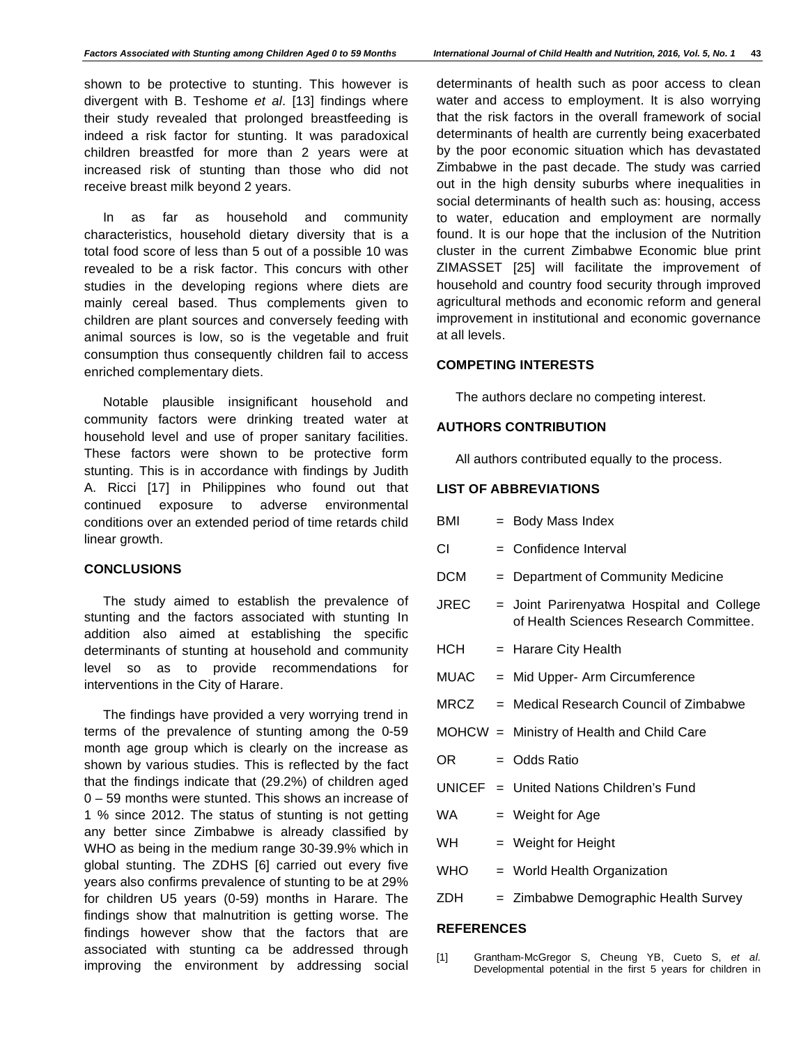shown to be protective to stunting. This however is divergent with B. Teshome *et al*. [13] findings where their study revealed that prolonged breastfeeding is indeed a risk factor for stunting. It was paradoxical children breastfed for more than 2 years were at increased risk of stunting than those who did not receive breast milk beyond 2 years.

In as far as household and community characteristics, household dietary diversity that is a total food score of less than 5 out of a possible 10 was revealed to be a risk factor. This concurs with other studies in the developing regions where diets are mainly cereal based. Thus complements given to children are plant sources and conversely feeding with animal sources is low, so is the vegetable and fruit consumption thus consequently children fail to access enriched complementary diets.

Notable plausible insignificant household and community factors were drinking treated water at household level and use of proper sanitary facilities. These factors were shown to be protective form stunting. This is in accordance with findings by Judith A. Ricci [17] in Philippines who found out that continued exposure to adverse environmental conditions over an extended period of time retards child linear growth.

## CONCLUSIONS

The study aimed to establish the prevalence of stunting and the factors associated with stunting In addition also aimed at establishing the specific determinants of stunting at household and community level so as to provide recommendations for interventions in the City of Harare.

The findings have provided a very worrying trend in terms of the prevalence of stunting among the 0-59 month age group which is clearly on the increase as shown by various studies. This is reflected by the fact that the findings indicate that (29.2%) of children aged 0 – 59 months were stunted. This shows an increase of 1 % since 2012. The status of stunting is not getting any better since Zimbabwe is already classified by WHO as being in the medium range 30-39.9% which in global stunting. The ZDHS [6] carried out every five years also confirms prevalence of stunting to be at 29% for children U5 years (0-59) months in Harare. The findings show that malnutrition is getting worse. The findings however show that the factors that are associated with stunting ca be addressed through improving the environment by addressing social determinants of health such as poor access to clean water and access to employment. It is also worrying that the risk factors in the overall framework of social determinants of health are currently being exacerbated by the poor economic situation which has devastated Zimbabwe in the past decade. The study was carried out in the high density suburbs where inequalities in social determinants of health such as: housing, access to water, education and employment are normally found. It is our hope that the inclusion of the Nutrition cluster in the current Zimbabwe Economic blue print ZIMASSET [25] will facilitate the improvement of household and country food security through improved agricultural methods and economic reform and general improvement in institutional and economic governance at all levels.

## COMPETING INTERESTS

The authors declare no competing interest.

## AUTHORS CONTRIBUTION

All authors contributed equally to the process.

## LIST OF ABBREVIATIONS

BMI = Body Mass Index

CI = Confidence Interval

DCM = Department of Community Medicine

JREC = Joint Parirenyatwa Hospital and College of Health Sciences Research Committee.

HCH = Harare City Health

MUAC = Mid Upper- Arm Circumference

MRCZ = Medical Research Council of Zimbabwe

MOHCW = Ministry of Health and Child Care

OR = Odds Ratio

UNICEF = United Nations Children's Fund

WA = Weight for Age

WH = Weight for Height

WHO = World Health Organization

ZDH = Zimbabwe Demographic Health Survey

## REFERENCES

[1] Grantham-McGregor S, Cheung YB, Cueto S, *et al*. Developmental potential in the first 5 years for children in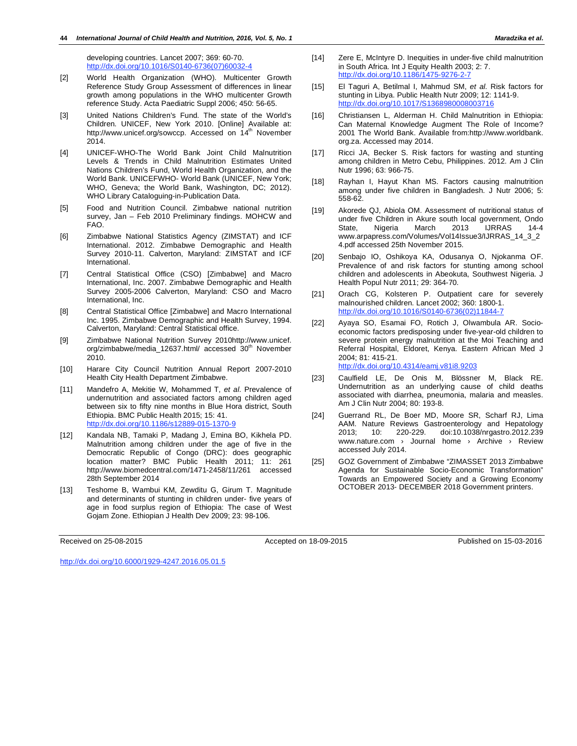developing countries. Lancet 2007; 369: 60-70. http://dx.doi.org/10.1016/S0140-6736(07)60032-4

[2] World Health Organization (WHO). Multicenter Growth Reference Study Group Assessment of differences in linear growth among populations in the WHO multicenter Growth reference Study. Acta Paediatric Suppl 2006; 450: 56-65.

[3] United Nations Children's Fund. The state of the World's Children. UNICEF, New York 2010. [Online] Available at: http://www.unicef.org/sowccp. Accessed on 14th November 2014.

[4] UNICEF-WHO-The World Bank Joint Child Malnutrition Levels & Trends in Child Malnutrition Estimates United Nations Children's Fund, World Health Organization, and the World Bank. UNICEFWHO- World Bank (UNICEF, New York; WHO, Geneva; the World Bank, Washington, DC; 2012). WHO Library Cataloguing-in-Publication Data.

[5] Food and Nutrition Council. Zimbabwe national nutrition survey, Jan – Feb 2010 Preliminary findings. MOHCW and FAO.

[6] Zimbabwe National Statistics Agency (ZIMSTAT) and ICF International. 2012. Zimbabwe Demographic and Health Survey 2010-11. Calverton, Maryland: ZIMSTAT and ICF International.

[7] Central Statistical Office (CSO) [Zimbabwe] and Macro International, Inc. 2007. Zimbabwe Demographic and Health Survey 2005-2006 Calverton, Maryland: CSO and Macro International, Inc.

[8] Central Statistical Office [Zimbabwe] and Macro International Inc. 1995. Zimbabwe Demographic and Health Survey, 1994. Calverton, Maryland: Central Statistical office.

[9] Zimbabwe National Nutrition Survey 2010http://www.unicef.org/zimbabwe/media_12637.html/ accessed 30th November 2010.

[10] Harare City Council Nutrition Annual Report 2007-2010 Health City Health Department Zimbabwe.

[11] Mandefro A, Mekitie W, Mohammed T, *et al*. Prevalence of undernutrition and associated factors among children aged between six to fifty nine months in Blue Hora district, South Ethiopia. BMC Public Health 2015; 15: 41. http://dx.doi.org/10.1186/s12889-015-1370-9

[12] Kandala NB, Tamaki P, Madang J, Emina BO, Kikhela PD. Malnutrition among children under the age of five in the Democratic Republic of Congo (DRC): does geographic location matter? BMC Public Health 2011; 11: 261 http://www.biomedcentral.com/1471-2458/11/261 accessed 28th September 2014

[13] Teshome B, Wambui KM, Zewditu G, Girum T. Magnitude and determinants of stunting in children under- five years of age in food surplus region of Ethiopia: The case of West Gojam Zone. Ethiopian J Health Dev 2009; 23: 98-106.

[14] Zere E, McIntyre D. Inequities in under-five child malnutrition in South Africa. Int J Equity Health 2003; 2: 7. http://dx.doi.org/10.1186/1475-9276-2-7

[15] El Taguri A, Betilmal I, Mahmud SM, *et al*. Risk factors for stunting in Libya. Public Health Nutr 2009; 12: 1141-9. http://dx.doi.org/10.1017/S1368980008003716

[16] Christiansen L, Alderman H. Child Malnutrition in Ethiopia: Can Maternal Knowledge Augment The Role of Income? 2001 The World Bank. Available from:http://www.worldbank.org.za. Accessed may 2014.

[17] Ricci JA, Becker S. Risk factors for wasting and stunting among children in Metro Cebu, Philippines. 2012. Am J Clin Nutr 1996; 63: 966-75.

[18] Rayhan I, Hayut Khan MS. Factors causing malnutrition among under five children in Bangladesh. J Nutr 2006; 5: 558-62.

[19] Akorede QJ, Abiola OM. Assessment of nutritional status of under five Children in Akure south local government, Ondo State, Nigeria March 2013 IJRRAS 14-4 www.arpapress.com/Volumes/Vol14Issue3/IJRRAS_14_3_24.pdf accessed 25th November 2015.

[20] Senbajo IO, Oshikoya KA, Odusanya O, Njokanma OF. Prevalence of and risk factors for stunting among school children and adolescents in Abeokuta, Southwest Nigeria. J Health Popul Nutr 2011; 29: 364-70.

[21] Orach CG, Kolsteren P. Outpatient care for severely malnourished children. Lancet 2002; 360: 1800-1. http://dx.doi.org/10.1016/S0140-6736(02)11844-7

[22] Ayaya SO, Esamai FO, Rotich J, Olwambula AR. Socio-economic factors predisposing under five-year-old children to severe protein energy malnutrition at the Moi Teaching and Referral Hospital, Eldoret, Kenya. Eastern African Med J 2004; 81: 415-21. http://dx.doi.org/10.4314/eamj.v81i8.9203

[23] Caulfield LE, De Onis M, Blössner M, Black RE. Undernutrition as an underlying cause of child deaths associated with diarrhea, pneumonia, malaria and measles. Am J Clin Nutr 2004; 80: 193-8.

[24] Guerrand RL, De Boer MD, Moore SR, Scharf RJ, Lima AAM. Nature Reviews Gastroenterology and Hepatology 2013; 10: 220-229. doi:10.1038/nrgastro.2012.239 www.nature.com › Journal home › Archive › Review accessed July 2014.

[25] GOZ Government of Zimbabwe "ZIMASSET 2013 Zimbabwe Agenda for Sustainable Socio-Economic Transformation" Towards an Empowered Society and a Growing Economy OCTOBER 2013- DECEMBER 2018 Government printers.

Received on 25-08-2015 Accepted on 18-09-2015 Published on 15-03-2016

http://dx.doi.org/10.6000/1929-4247.2016.05.01.5